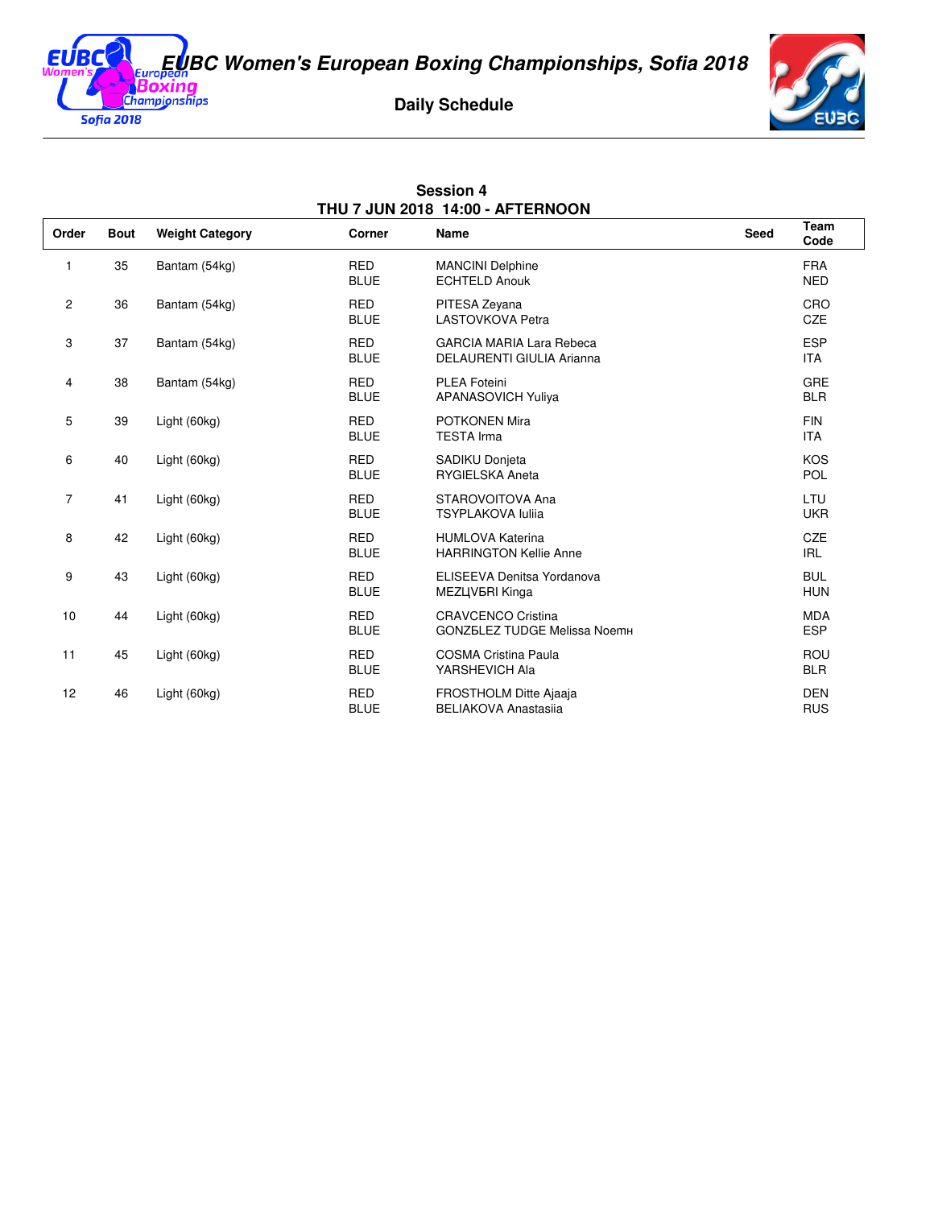# EUBC Women's European Boxing Championships, Sofia 2018

## Daily Schedule

### Session 4
### THU 7 JUN 2018 14:00 - AFTERNOON

| Order | Bout | Weight Category | Corner | Name | Seed | Team Code |
|---|---|---|---|---|---|---|
| 1 | 35 | Bantam (54kg) | RED<br>BLUE | MANCINI Delphine<br>ECHTELD Anouk | | FRA<br>NED |
| 2 | 36 | Bantam (54kg) | RED<br>BLUE | PITESA Zeyana<br>LASTOVKOVA Petra | | CRO<br>CZE |
| 3 | 37 | Bantam (54kg) | RED<br>BLUE | GARCIA MARIA Lara Rebeca<br>DELAURENTI GIULIA Arianna | | ESP<br>ITA |
| 4 | 38 | Bantam (54kg) | RED<br>BLUE | PLEA Foteini<br>APANASOVICH Yuliya | | GRE<br>BLR |
| 5 | 39 | Light (60kg) | RED<br>BLUE | POTKONEN Mira<br>TESTA Irma | | FIN<br>ITA |
| 6 | 40 | Light (60kg) | RED<br>BLUE | SADIKU Donjeta<br>RYGIELSKA Aneta | | KOS<br>POL |
| 7 | 41 | Light (60kg) | RED<br>BLUE | STAROVOITOVA Ana<br>TSYPLAKOVA Iuliia | | LTU<br>UKR |
| 8 | 42 | Light (60kg) | RED<br>BLUE | HUMLOVA Katerina<br>HARRINGTON Kellie Anne | | CZE<br>IRL |
| 9 | 43 | Light (60kg) | RED<br>BLUE | ELISEEVA Denitsa Yordanova<br>MEZЦVБRI Kinga | | BUL<br>HUN |
| 10 | 44 | Light (60kg) | RED<br>BLUE | CRAVCENCO Cristina<br>GONZБLEZ TUDGE Melissa Noemн | | MDA<br>ESP |
| 11 | 45 | Light (60kg) | RED<br>BLUE | COSMA Cristina Paula<br>YARSHEVICH Ala | | ROU<br>BLR |
| 12 | 46 | Light (60kg) | RED<br>BLUE | FROSTHOLM Ditte Ajaaja<br>BELIAKOVA Anastasiia | | DEN<br>RUS |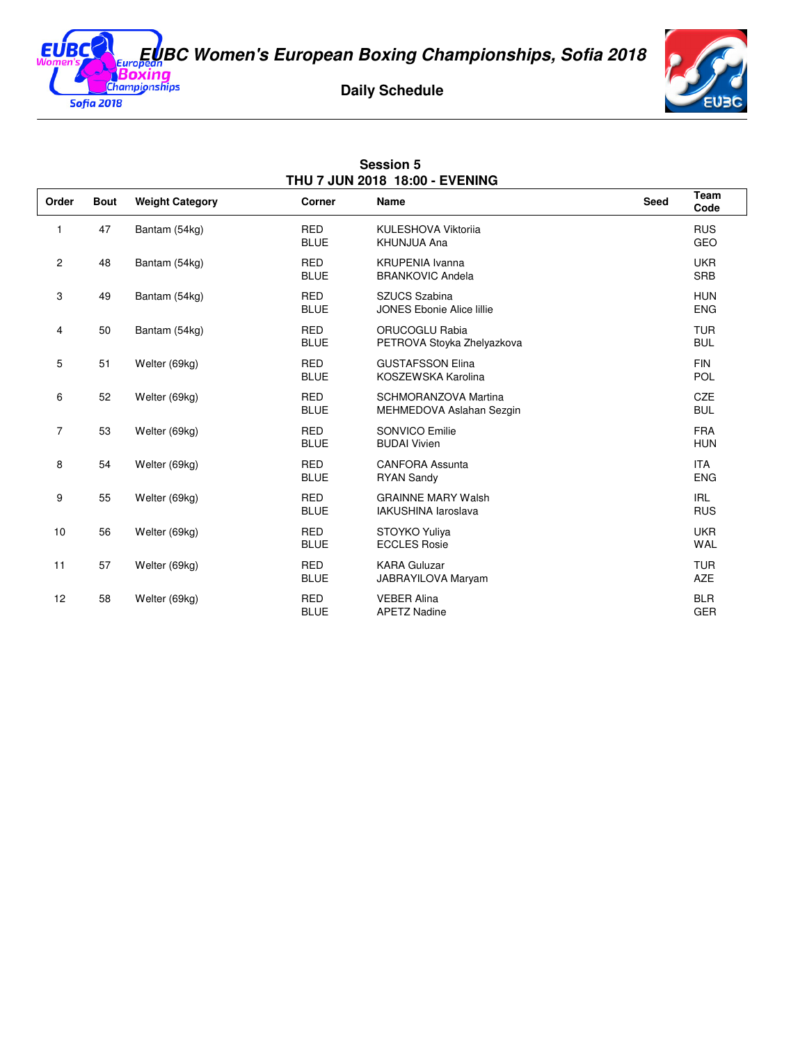# EUBC Women's European Boxing Championships, Sofia 2018

## Daily Schedule

### Session 5
### THU 7 JUN 2018 18:00 - EVENING

| Order | Bout | Weight Category | Corner | Name | Seed | Team Code |
|---|---|---|---|---|---|---|
| 1 | 47 | Bantam (54kg) | RED<br>BLUE | KULESHOVA Viktoriia<br>KHUNJUA Ana | | RUS<br>GEO |
| 2 | 48 | Bantam (54kg) | RED<br>BLUE | KRUPENIA Ivanna<br>BRANKOVIC Andela | | UKR<br>SRB |
| 3 | 49 | Bantam (54kg) | RED<br>BLUE | SZUCS Szabina<br>JONES Ebonie Alice lillie | | HUN<br>ENG |
| 4 | 50 | Bantam (54kg) | RED<br>BLUE | ORUCOGLU Rabia<br>PETROVA Stoyka Zhelyazkova | | TUR<br>BUL |
| 5 | 51 | Welter (69kg) | RED<br>BLUE | GUSTAFSSON Elina<br>KOSZEWSKA Karolina | | FIN<br>POL |
| 6 | 52 | Welter (69kg) | RED<br>BLUE | SCHMORANZOVA Martina<br>MEHMEDOVA Aslahan Sezgin | | CZE<br>BUL |
| 7 | 53 | Welter (69kg) | RED<br>BLUE | SONVICO Emilie<br>BUDAI Vivien | | FRA<br>HUN |
| 8 | 54 | Welter (69kg) | RED<br>BLUE | CANFORA Assunta<br>RYAN Sandy | | ITA<br>ENG |
| 9 | 55 | Welter (69kg) | RED<br>BLUE | GRAINNE MARY Walsh<br>IAKUSHINA Iaroslava | | IRL<br>RUS |
| 10 | 56 | Welter (69kg) | RED<br>BLUE | STOYKO Yuliya<br>ECCLES Rosie | | UKR<br>WAL |
| 11 | 57 | Welter (69kg) | RED<br>BLUE | KARA Guluzar<br>JABRAYILOVA Maryam | | TUR<br>AZE |
| 12 | 58 | Welter (69kg) | RED<br>BLUE | VEBER Alina<br>APETZ Nadine | | BLR<br>GER |